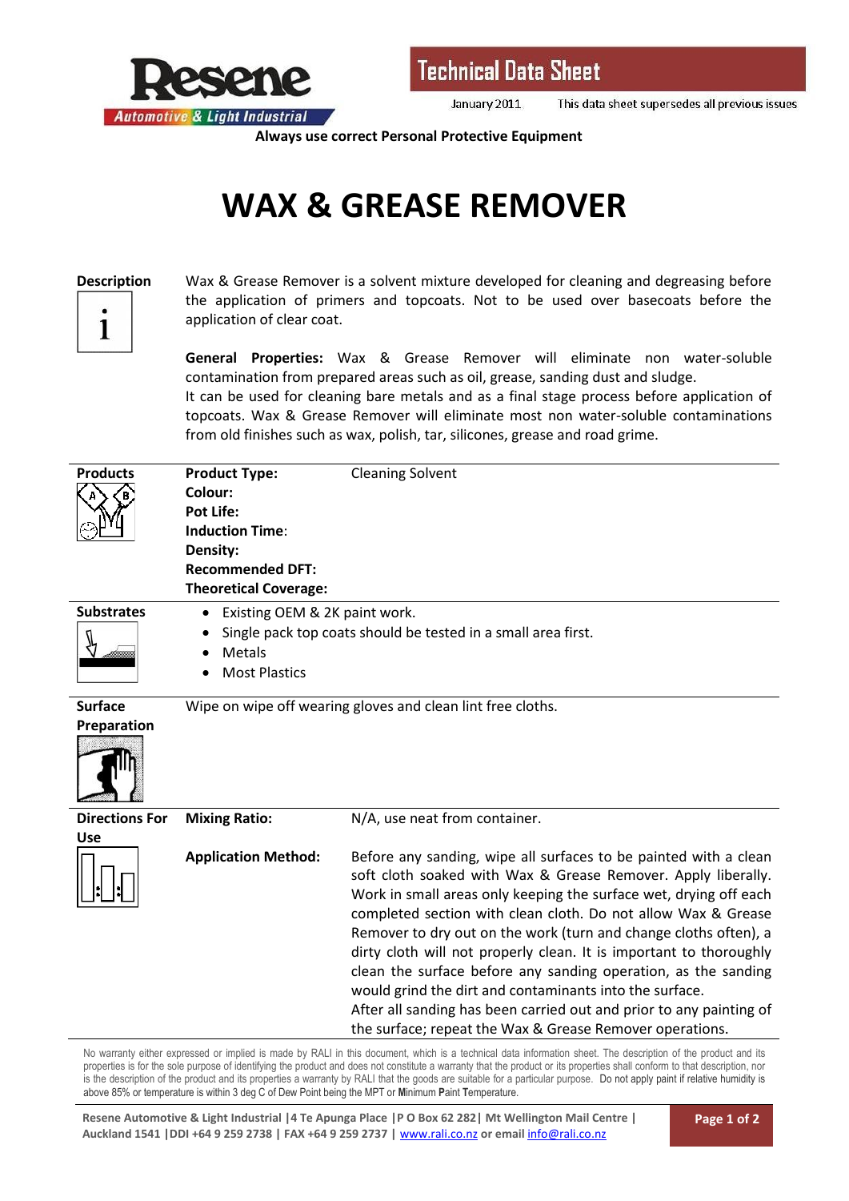Resene Automotive & Light Industrial

# Technical Data Sheet

January 2011 — This data sheet supersedes all previous issues

**Always use correct Personal Protective Equipment**

# WAX & GREASE REMOVER

## Description

Wax & Grease Remover is a solvent mixture developed for cleaning and degreasing before the application of primers and topcoats. Not to be used over basecoats before the application of clear coat.

**General Properties:** Wax & Grease Remover will eliminate non water-soluble contamination from prepared areas such as oil, grease, sanding dust and sludge.
It can be used for cleaning bare metals and as a final stage process before application of topcoats. Wax & Grease Remover will eliminate most non water-soluble contaminations from old finishes such as wax, polish, tar, silicones, grease and road grime.

## Products

| | |
|---|---|
| **Product Type:** | Cleaning Solvent |
| **Colour:** | |
| **Pot Life:** | |
| **Induction Time**: | |
| **Density:** | |
| **Recommended DFT:** | |
| **Theoretical Coverage:** | |

## Substrates

- Existing OEM & 2K paint work.
- Single pack top coats should be tested in a small area first.
- Metals
- Most Plastics

## Surface Preparation

Wipe on wipe off wearing gloves and clean lint free cloths.

## Directions For Use

**Mixing Ratio:** N/A, use neat from container.

**Application Method:** Before any sanding, wipe all surfaces to be painted with a clean soft cloth soaked with Wax & Grease Remover. Apply liberally. Work in small areas only keeping the surface wet, drying off each completed section with clean cloth. Do not allow Wax & Grease Remover to dry out on the work (turn and change cloths often), a dirty cloth will not properly clean. It is important to thoroughly clean the surface before any sanding operation, as the sanding would grind the dirt and contaminants into the surface.
After all sanding has been carried out and prior to any painting of the surface; repeat the Wax & Grease Remover operations.

No warranty either expressed or implied is made by RALI in this document, which is a technical data information sheet. The description of the product and its properties is for the sole purpose of identifying the product and does not constitute a warranty that the product or its properties shall conform to that description, nor is the description of the product and its properties a warranty by RALI that the goods are suitable for a particular purpose. Do not apply paint if relative humidity is above 85% or temperature is within 3 deg C of Dew Point being the MPT or **M**inimum **P**aint **T**emperature.

**Resene Automotive & Light Industrial |4 Te Apunga Place |P O Box 62 282| Mt Wellington Mail Centre | Auckland 1541 |DDI +64 9 259 2738 | FAX +64 9 259 2737 | www.rali.co.nz or email info@rali.co.nz**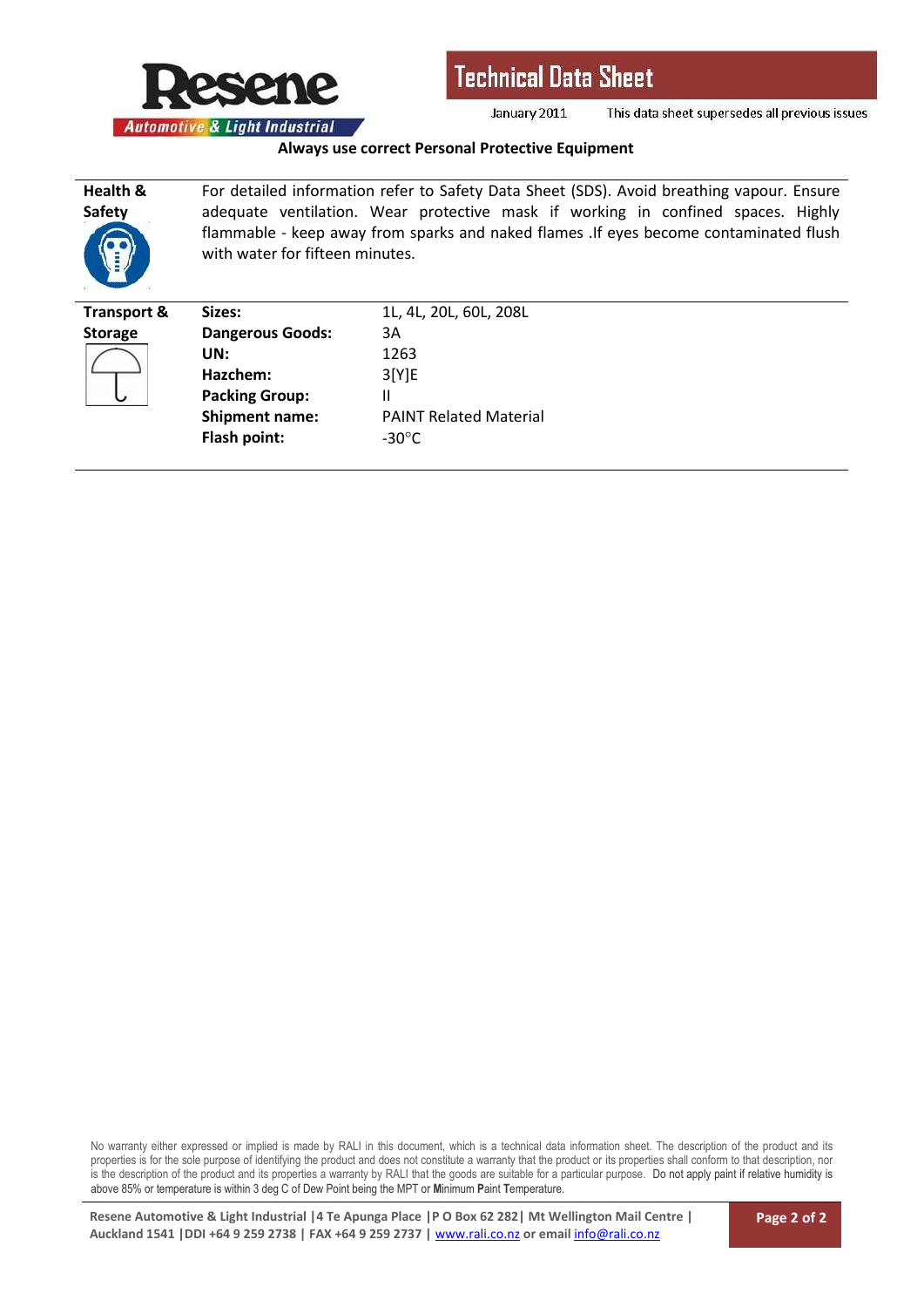# Technical Data Sheet

January 2011 This data sheet supersedes all previous issues

**Always use correct Personal Protective Equipment**

| | | |
|---|---|---|
| **Health & Safety** | For detailed information refer to Safety Data Sheet (SDS). Avoid breathing vapour. Ensure adequate ventilation. Wear protective mask if working in confined spaces. Highly flammable - keep away from sparks and naked flames .If eyes become contaminated flush with water for fifteen minutes. | |
| **Transport & Storage** | **Sizes:** | 1L, 4L, 20L, 60L, 208L |
| | **Dangerous Goods:** | 3A |
| | **UN:** | 1263 |
| | **Hazchem:** | 3[Y]E |
| | **Packing Group:** | II |
| | **Shipment name:** | PAINT Related Material |
| | **Flash point:** | -30°C |

No warranty either expressed or implied is made by RALI in this document, which is a technical data information sheet. The description of the product and its properties is for the sole purpose of identifying the product and does not constitute a warranty that the product or its properties shall conform to that description, nor is the description of the product and its properties a warranty by RALI that the goods are suitable for a particular purpose. Do not apply paint if relative humidity is above 85% or temperature is within 3 deg C of Dew Point being the MPT or **M**inimum **P**aint **T**emperature.

**Resene Automotive & Light Industrial |4 Te Apunga Place |P O Box 62 282| Mt Wellington Mail Centre | Auckland 1541 |DDI +64 9 259 2738 | FAX +64 9 259 2737 | www.rali.co.nz or email info@rali.co.nz**